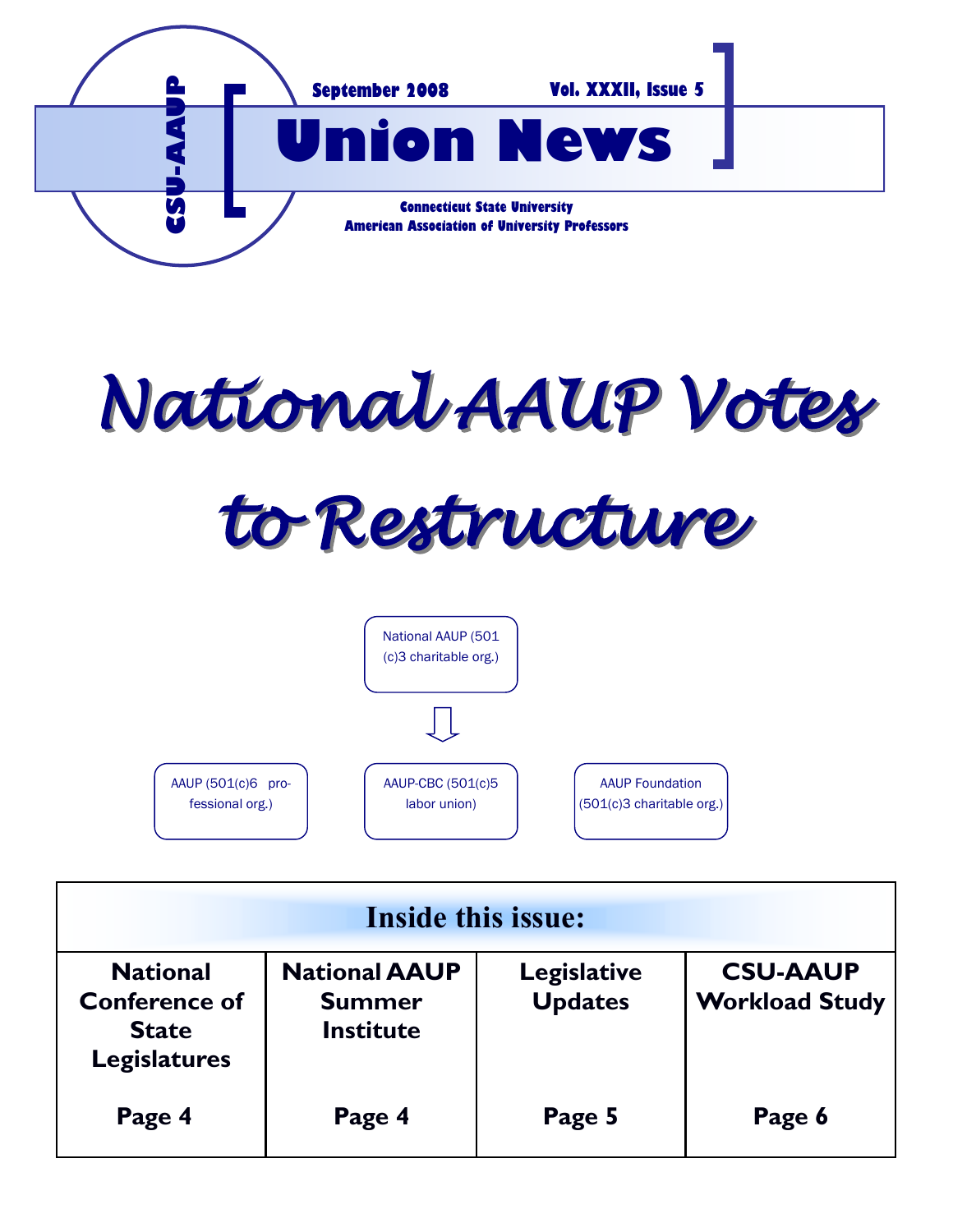CSU-AAUP

September 2008 Vol. XXXII, Issue 5

# Union News

**Connecticut State University**
**American Association of University Professors**

# *National AAUP Votes to Restructure*

National AAUP (501(c)3 charitable org.)

AAUP (501(c)6 professional org.)

AAUP-CBC (501(c)5 labor union)

AAUP Foundation (501(c)3 charitable org.)

| Inside this issue: | | | |
|---|---|---|---|
| **National Conference of State Legislatures** | **National AAUP Summer Institute** | **Legislative Updates** | **CSU-AAUP Workload Study** |
| **Page 4** | **Page 4** | **Page 5** | **Page 6** |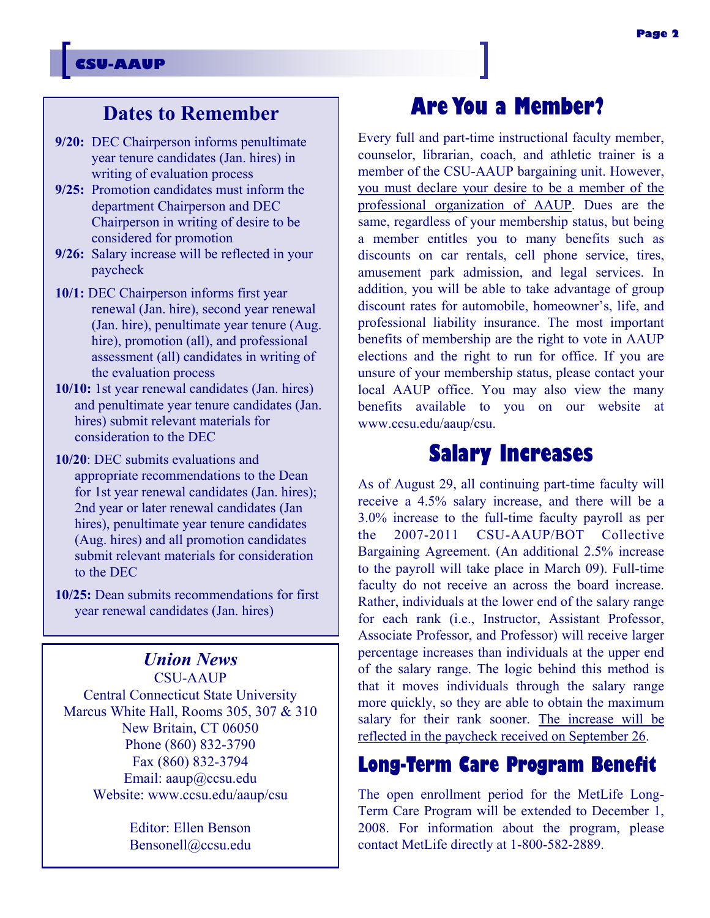## Dates to Remember

**9/20:** DEC Chairperson informs penultimate year tenure candidates (Jan. hires) in writing of evaluation process

**9/25:** Promotion candidates must inform the department Chairperson and DEC Chairperson in writing of desire to be considered for promotion

**9/26:** Salary increase will be reflected in your paycheck

**10/1:** DEC Chairperson informs first year renewal (Jan. hire), second year renewal (Jan. hire), penultimate year tenure (Aug. hire), promotion (all), and professional assessment (all) candidates in writing of the evaluation process

**10/10:** 1st year renewal candidates (Jan. hires) and penultimate year tenure candidates (Jan. hires) submit relevant materials for consideration to the DEC

**10/20**: DEC submits evaluations and appropriate recommendations to the Dean for 1st year renewal candidates (Jan. hires); 2nd year or later renewal candidates (Jan hires), penultimate year tenure candidates (Aug. hires) and all promotion candidates submit relevant materials for consideration to the DEC

**10/25:** Dean submits recommendations for first year renewal candidates (Jan. hires)

### *Union News*

CSU-AAUP
Central Connecticut State University
Marcus White Hall, Rooms 305, 307 & 310
New Britain, CT 06050
Phone (860) 832-3790
Fax (860) 832-3794
Email: aaup@ccsu.edu
Website: www.ccsu.edu/aaup/csu

Editor: Ellen Benson
Bensonell@ccsu.edu

## Are You a Member?

Every full and part-time instructional faculty member, counselor, librarian, coach, and athletic trainer is a member of the CSU-AAUP bargaining unit. However, <u>you must declare your desire to be a member of the professional organization of AAUP</u>. Dues are the same, regardless of your membership status, but being a member entitles you to many benefits such as discounts on car rentals, cell phone service, tires, amusement park admission, and legal services. In addition, you will be able to take advantage of group discount rates for automobile, homeowner's, life, and professional liability insurance. The most important benefits of membership are the right to vote in AAUP elections and the right to run for office. If you are unsure of your membership status, please contact your local AAUP office. You may also view the many benefits available to you on our website at www.ccsu.edu/aaup/csu.

## Salary Increases

As of August 29, all continuing part-time faculty will receive a 4.5% salary increase, and there will be a 3.0% increase to the full-time faculty payroll as per the 2007-2011 CSU-AAUP/BOT Collective Bargaining Agreement. (An additional 2.5% increase to the payroll will take place in March 09). Full-time faculty do not receive an across the board increase. Rather, individuals at the lower end of the salary range for each rank (i.e., Instructor, Assistant Professor, Associate Professor, and Professor) will receive larger percentage increases than individuals at the upper end of the salary range. The logic behind this method is that it moves individuals through the salary range more quickly, so they are able to obtain the maximum salary for their rank sooner. <u>The increase will be reflected in the paycheck received on September 26</u>.

## Long-Term Care Program Benefit

The open enrollment period for the MetLife Long-Term Care Program will be extended to December 1, 2008. For information about the program, please contact MetLife directly at 1-800-582-2889.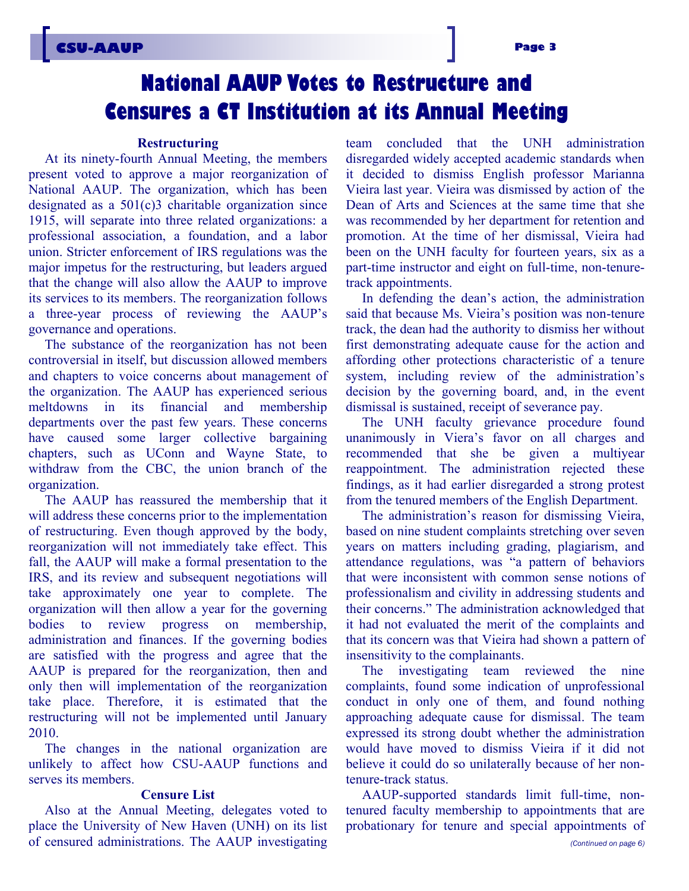# National AAUP Votes to Restructure and Censures a CT Institution at its Annual Meeting

### Restructuring

At its ninety-fourth Annual Meeting, the members present voted to approve a major reorganization of National AAUP. The organization, which has been designated as a 501(c)3 charitable organization since 1915, will separate into three related organizations: a professional association, a foundation, and a labor union. Stricter enforcement of IRS regulations was the major impetus for the restructuring, but leaders argued that the change will also allow the AAUP to improve its services to its members. The reorganization follows a three-year process of reviewing the AAUP's governance and operations.

The substance of the reorganization has not been controversial in itself, but discussion allowed members and chapters to voice concerns about management of the organization. The AAUP has experienced serious meltdowns in its financial and membership departments over the past few years. These concerns have caused some larger collective bargaining chapters, such as UConn and Wayne State, to withdraw from the CBC, the union branch of the organization.

The AAUP has reassured the membership that it will address these concerns prior to the implementation of restructuring. Even though approved by the body, reorganization will not immediately take effect. This fall, the AAUP will make a formal presentation to the IRS, and its review and subsequent negotiations will take approximately one year to complete. The organization will then allow a year for the governing bodies to review progress on membership, administration and finances. If the governing bodies are satisfied with the progress and agree that the AAUP is prepared for the reorganization, then and only then will implementation of the reorganization take place. Therefore, it is estimated that the restructuring will not be implemented until January 2010.

The changes in the national organization are unlikely to affect how CSU-AAUP functions and serves its members.

### Censure List

Also at the Annual Meeting, delegates voted to place the University of New Haven (UNH) on its list of censured administrations. The AAUP investigating team concluded that the UNH administration disregarded widely accepted academic standards when it decided to dismiss English professor Marianna Vieira last year. Vieira was dismissed by action of the Dean of Arts and Sciences at the same time that she was recommended by her department for retention and promotion. At the time of her dismissal, Vieira had been on the UNH faculty for fourteen years, six as a part-time instructor and eight on full-time, non-tenure-track appointments.

In defending the dean's action, the administration said that because Ms. Vieira's position was non-tenure track, the dean had the authority to dismiss her without first demonstrating adequate cause for the action and affording other protections characteristic of a tenure system, including review of the administration's decision by the governing board, and, in the event dismissal is sustained, receipt of severance pay.

The UNH faculty grievance procedure found unanimously in Viera's favor on all charges and recommended that she be given a multiyear reappointment. The administration rejected these findings, as it had earlier disregarded a strong protest from the tenured members of the English Department.

The administration's reason for dismissing Vieira, based on nine student complaints stretching over seven years on matters including grading, plagiarism, and attendance regulations, was "a pattern of behaviors that were inconsistent with common sense notions of professionalism and civility in addressing students and their concerns." The administration acknowledged that it had not evaluated the merit of the complaints and that its concern was that Vieira had shown a pattern of insensitivity to the complainants.

The investigating team reviewed the nine complaints, found some indication of unprofessional conduct in only one of them, and found nothing approaching adequate cause for dismissal. The team expressed its strong doubt whether the administration would have moved to dismiss Vieira if it did not believe it could do so unilaterally because of her non-tenure-track status.

AAUP-supported standards limit full-time, non-tenured faculty membership to appointments that are probationary for tenure and special appointments of

*(Continued on page 6)*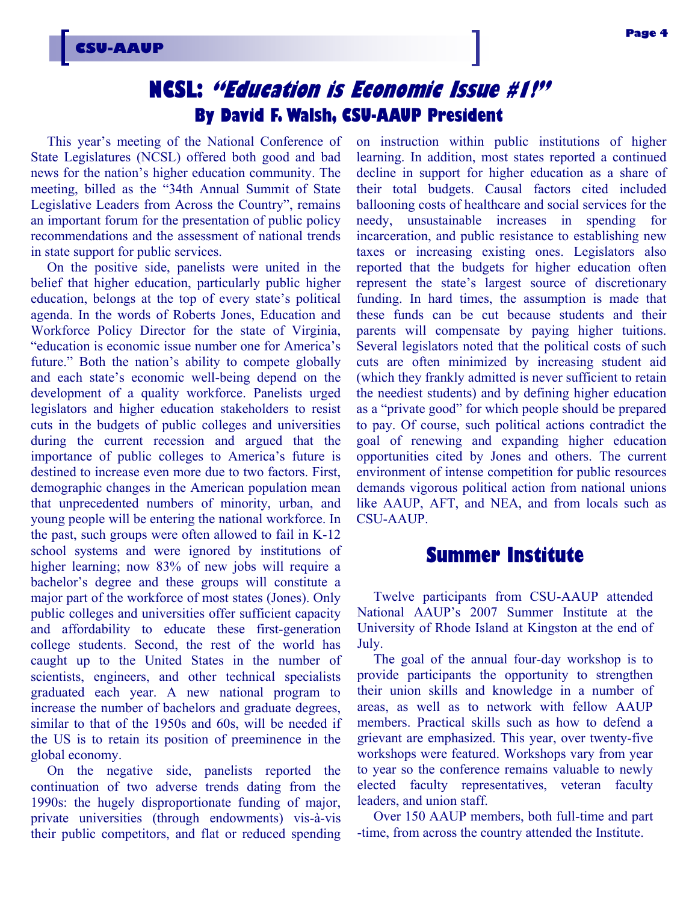## NCSL: *"Education is Economic Issue #1!"*

### By David F. Walsh, CSU-AAUP President

This year's meeting of the National Conference of State Legislatures (NCSL) offered both good and bad news for the nation's higher education community. The meeting, billed as the "34th Annual Summit of State Legislative Leaders from Across the Country", remains an important forum for the presentation of public policy recommendations and the assessment of national trends in state support for public services.

On the positive side, panelists were united in the belief that higher education, particularly public higher education, belongs at the top of every state's political agenda. In the words of Roberts Jones, Education and Workforce Policy Director for the state of Virginia, "education is economic issue number one for America's future." Both the nation's ability to compete globally and each state's economic well-being depend on the development of a quality workforce. Panelists urged legislators and higher education stakeholders to resist cuts in the budgets of public colleges and universities during the current recession and argued that the importance of public colleges to America's future is destined to increase even more due to two factors. First, demographic changes in the American population mean that unprecedented numbers of minority, urban, and young people will be entering the national workforce. In the past, such groups were often allowed to fail in K-12 school systems and were ignored by institutions of higher learning; now 83% of new jobs will require a bachelor's degree and these groups will constitute a major part of the workforce of most states (Jones). Only public colleges and universities offer sufficient capacity and affordability to educate these first-generation college students. Second, the rest of the world has caught up to the United States in the number of scientists, engineers, and other technical specialists graduated each year. A new national program to increase the number of bachelors and graduate degrees, similar to that of the 1950s and 60s, will be needed if the US is to retain its position of preeminence in the global economy.

On the negative side, panelists reported the continuation of two adverse trends dating from the 1990s: the hugely disproportionate funding of major, private universities (through endowments) vis-à-vis their public competitors, and flat or reduced spending on instruction within public institutions of higher learning. In addition, most states reported a continued decline in support for higher education as a share of their total budgets. Causal factors cited included ballooning costs of healthcare and social services for the needy, unsustainable increases in spending for incarceration, and public resistance to establishing new taxes or increasing existing ones. Legislators also reported that the budgets for higher education often represent the state's largest source of discretionary funding. In hard times, the assumption is made that these funds can be cut because students and their parents will compensate by paying higher tuitions. Several legislators noted that the political costs of such cuts are often minimized by increasing student aid (which they frankly admitted is never sufficient to retain the neediest students) and by defining higher education as a "private good" for which people should be prepared to pay. Of course, such political actions contradict the goal of renewing and expanding higher education opportunities cited by Jones and others. The current environment of intense competition for public resources demands vigorous political action from national unions like AAUP, AFT, and NEA, and from locals such as CSU-AAUP.

## Summer Institute

Twelve participants from CSU-AAUP attended National AAUP's 2007 Summer Institute at the University of Rhode Island at Kingston at the end of July.

The goal of the annual four-day workshop is to provide participants the opportunity to strengthen their union skills and knowledge in a number of areas, as well as to network with fellow AAUP members. Practical skills such as how to defend a grievant are emphasized. This year, over twenty-five workshops were featured. Workshops vary from year to year so the conference remains valuable to newly elected faculty representatives, veteran faculty leaders, and union staff.

Over 150 AAUP members, both full-time and part-time, from across the country attended the Institute.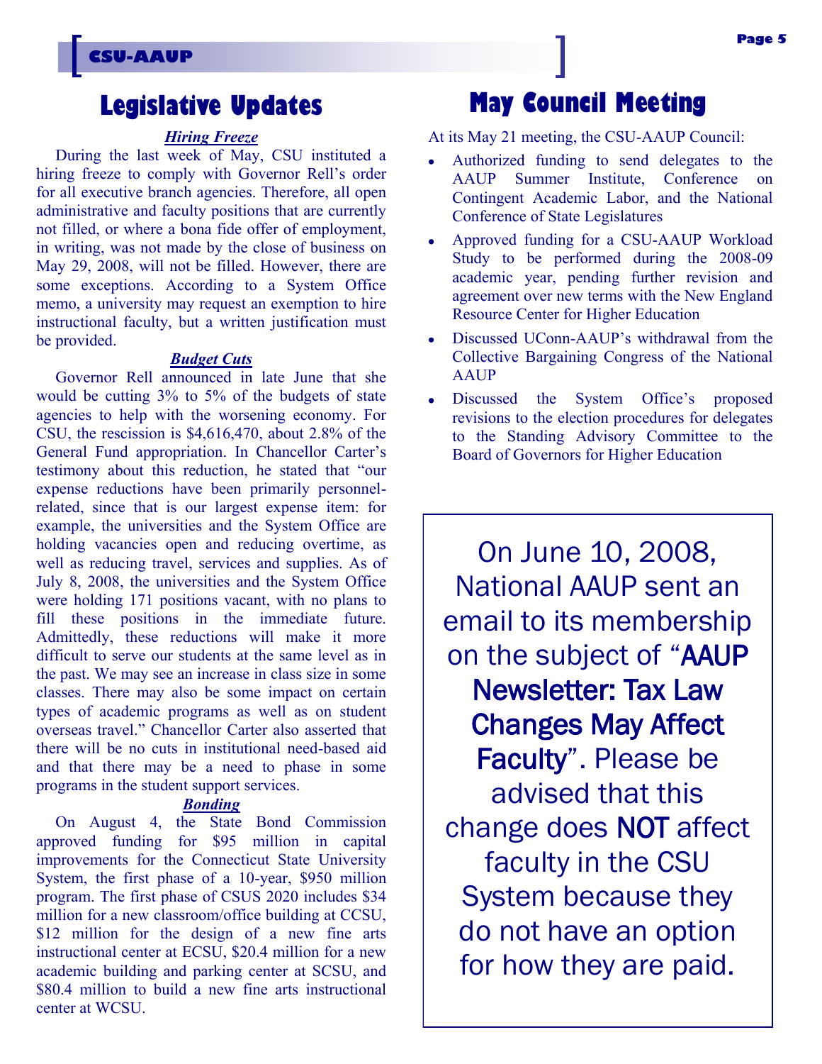## Legislative Updates

### *Hiring Freeze*

During the last week of May, CSU instituted a hiring freeze to comply with Governor Rell's order for all executive branch agencies. Therefore, all open administrative and faculty positions that are currently not filled, or where a bona fide offer of employment, in writing, was not made by the close of business on May 29, 2008, will not be filled. However, there are some exceptions. According to a System Office memo, a university may request an exemption to hire instructional faculty, but a written justification must be provided.

### *Budget Cuts*

Governor Rell announced in late June that she would be cutting 3% to 5% of the budgets of state agencies to help with the worsening economy. For CSU, the rescission is $4,616,470, about 2.8% of the General Fund appropriation. In Chancellor Carter's testimony about this reduction, he stated that "our expense reductions have been primarily personnel-related, since that is our largest expense item: for example, the universities and the System Office are holding vacancies open and reducing overtime, as well as reducing travel, services and supplies. As of July 8, 2008, the universities and the System Office were holding 171 positions vacant, with no plans to fill these positions in the immediate future. Admittedly, these reductions will make it more difficult to serve our students at the same level as in the past. We may see an increase in class size in some classes. There may also be some impact on certain types of academic programs as well as on student overseas travel." Chancellor Carter also asserted that there will be no cuts in institutional need-based aid and that there may be a need to phase in some programs in the student support services.

### *Bonding*

On August 4, the State Bond Commission approved funding for $95 million in capital improvements for the Connecticut State University System, the first phase of a 10-year, $950 million program. The first phase of CSUS 2020 includes $34 million for a new classroom/office building at CCSU, $12 million for the design of a new fine arts instructional center at ECSU, $20.4 million for a new academic building and parking center at SCSU, and $80.4 million to build a new fine arts instructional center at WCSU.

## May Council Meeting

At its May 21 meeting, the CSU-AAUP Council:

- Authorized funding to send delegates to the AAUP Summer Institute, Conference on Contingent Academic Labor, and the National Conference of State Legislatures
- Approved funding for a CSU-AAUP Workload Study to be performed during the 2008-09 academic year, pending further revision and agreement over new terms with the New England Resource Center for Higher Education
- Discussed UConn-AAUP's withdrawal from the Collective Bargaining Congress of the National AAUP
- Discussed the System Office's proposed revisions to the election procedures for delegates to the Standing Advisory Committee to the Board of Governors for Higher Education

On June 10, 2008, National AAUP sent an email to its membership on the subject of "**AAUP Newsletter: Tax Law Changes May Affect Faculty**". Please be advised that this change does **NOT** affect faculty in the CSU System because they do not have an option for how they are paid.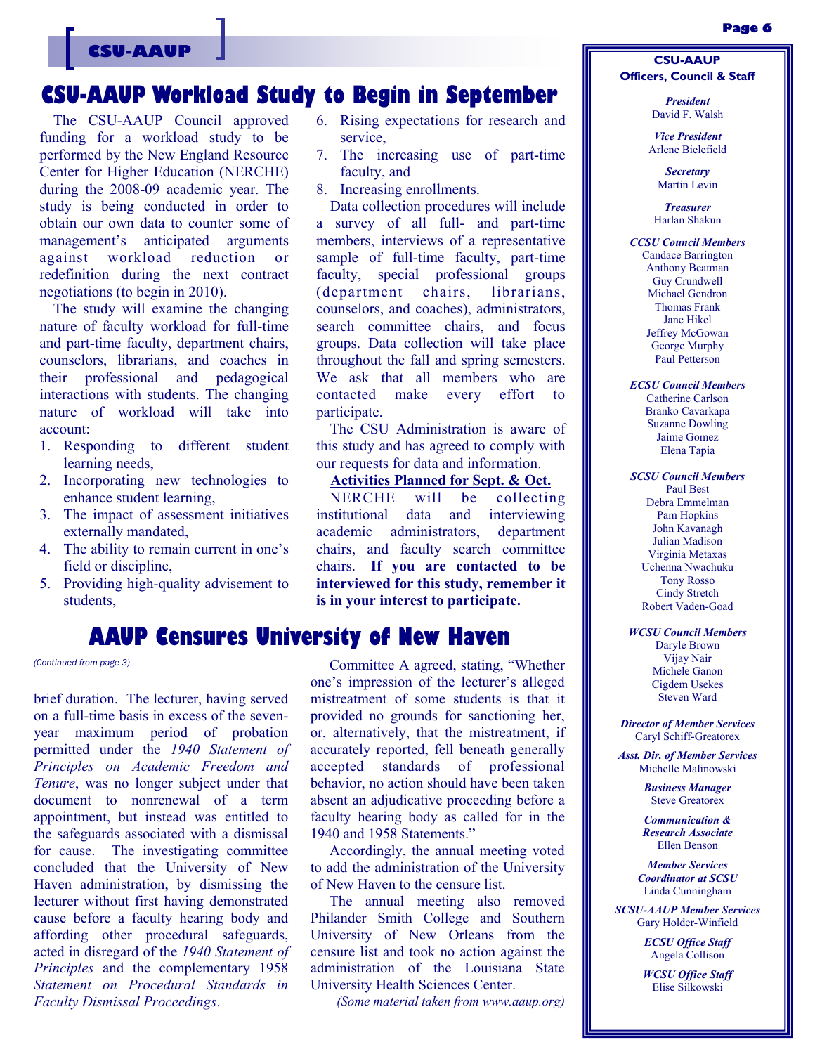# CSU-AAUP Workload Study to Begin in September

The CSU-AAUP Council approved funding for a workload study to be performed by the New England Resource Center for Higher Education (NERCHE) during the 2008-09 academic year. The study is being conducted in order to obtain our own data to counter some of management's anticipated arguments against workload reduction or redefinition during the next contract negotiations (to begin in 2010).

The study will examine the changing nature of faculty workload for full-time and part-time faculty, department chairs, counselors, librarians, and coaches in their professional and pedagogical interactions with students. The changing nature of workload will take into account:

1. Responding to different student learning needs,
2. Incorporating new technologies to enhance student learning,
3. The impact of assessment initiatives externally mandated,
4. The ability to remain current in one's field or discipline,
5. Providing high-quality advisement to students,
6. Rising expectations for research and service,
7. The increasing use of part-time faculty, and
8. Increasing enrollments.

Data collection procedures will include a survey of all full- and part-time members, interviews of a representative sample of full-time faculty, part-time faculty, special professional groups (department chairs, librarians, counselors, and coaches), administrators, search committee chairs, and focus groups. Data collection will take place throughout the fall and spring semesters. We ask that all members who are contacted make every effort to participate.

The CSU Administration is aware of this study and has agreed to comply with our requests for data and information.

**Activities Planned for Sept. & Oct.**

NERCHE will be collecting institutional data and interviewing academic administrators, department chairs, and faculty search committee chairs. **If you are contacted to be interviewed for this study, remember it is in your interest to participate.**

# AAUP Censures University of New Haven

*(Continued from page 3)*

brief duration. The lecturer, having served on a full-time basis in excess of the seven-year maximum period of probation permitted under the *1940 Statement of Principles on Academic Freedom and Tenure*, was no longer subject under that document to nonrenewal of a term appointment, but instead was entitled to the safeguards associated with a dismissal for cause. The investigating committee concluded that the University of New Haven administration, by dismissing the lecturer without first having demonstrated cause before a faculty hearing body and affording other procedural safeguards, acted in disregard of the *1940 Statement of Principles* and the complementary 1958 *Statement on Procedural Standards in Faculty Dismissal Proceedings*.

Committee A agreed, stating, "Whether one's impression of the lecturer's alleged mistreatment of some students is that it provided no grounds for sanctioning her, or, alternatively, that the mistreatment, if accurately reported, fell beneath generally accepted standards of professional behavior, no action should have been taken absent an adjudicative proceeding before a faculty hearing body as called for in the 1940 and 1958 Statements."

Accordingly, the annual meeting voted to add the administration of the University of New Haven to the censure list.

The annual meeting also removed Philander Smith College and Southern University of New Orleans from the censure list and took no action against the administration of the Louisiana State University Health Sciences Center.

*(Some material taken from www.aaup.org)*

---

**CSU-AAUP**
**Officers, Council & Staff**

***President***
David F. Walsh

***Vice President***
Arlene Bielefield

***Secretary***
Martin Levin

***Treasurer***
Harlan Shakun

***CCSU Council Members***
Candace Barrington
Anthony Beatman
Guy Crundwell
Michael Gendron
Thomas Frank
Jane Hikel
Jeffrey McGowan
George Murphy
Paul Petterson

***ECSU Council Members***
Catherine Carlson
Branko Cavarkapa
Suzanne Dowling
Jaime Gomez
Elena Tapia

***SCSU Council Members***
Paul Best
Debra Emmelman
Pam Hopkins
John Kavanagh
Julian Madison
Virginia Metaxas
Uchenna Nwachuku
Tony Rosso
Cindy Stretch
Robert Vaden-Goad

***WCSU Council Members***
Daryle Brown
Vijay Nair
Michele Ganon
Cigdem Usekes
Steven Ward

***Director of Member Services***
Caryl Schiff-Greatorex

***Asst. Dir. of Member Services***
Michelle Malinowski

***Business Manager***
Steve Greatorex

***Communication & Research Associate***
Ellen Benson

***Member Services Coordinator at SCSU***
Linda Cunningham

***SCSU-AAUP Member Services***
Gary Holder-Winfield

***ECSU Office Staff***
Angela Collison

***WCSU Office Staff***
Elise Silkowski